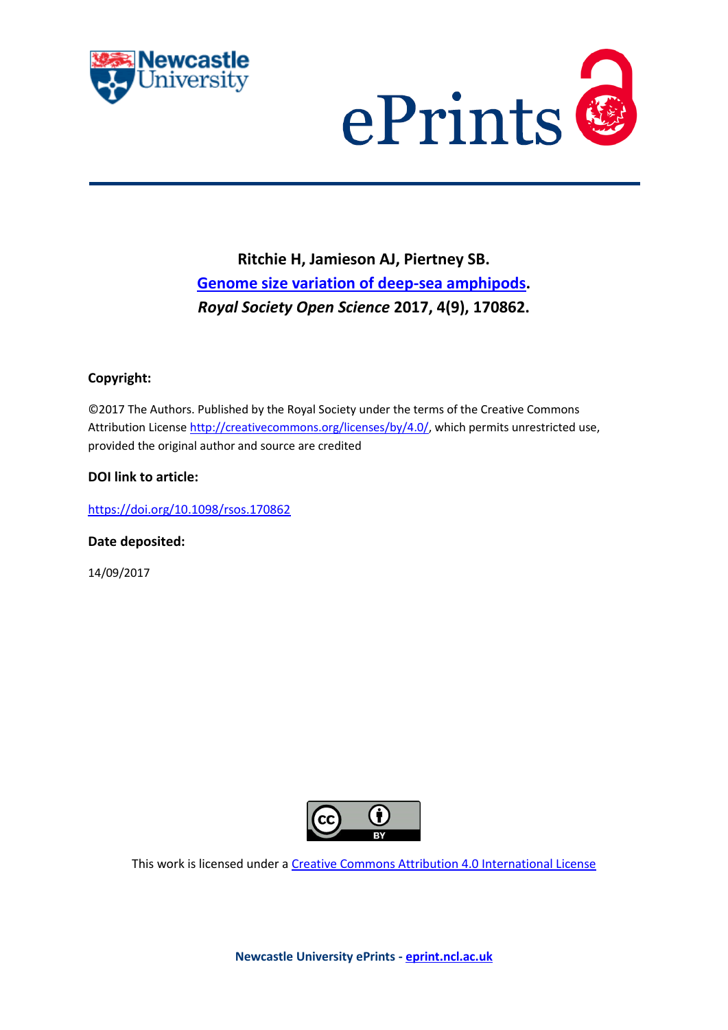**Ritchie H, Jamieson AJ, Piertney SB.**

**[Genome size variation of deep-sea amphipods](https://doi.org/10.1098/rsos.170862).**

***Royal Society Open Science* 2017, 4(9), 170862.**

**Copyright:**

©2017 The Authors. Published by the Royal Society under the terms of the Creative Commons Attribution License http://creativecommons.org/licenses/by/4.0/, which permits unrestricted use, provided the original author and source are credited

**DOI link to article:**

https://doi.org/10.1098/rsos.170862

**Date deposited:**

14/09/2017

This work is licensed under a Creative Commons Attribution 4.0 International License

**Newcastle University ePrints - eprint.ncl.ac.uk**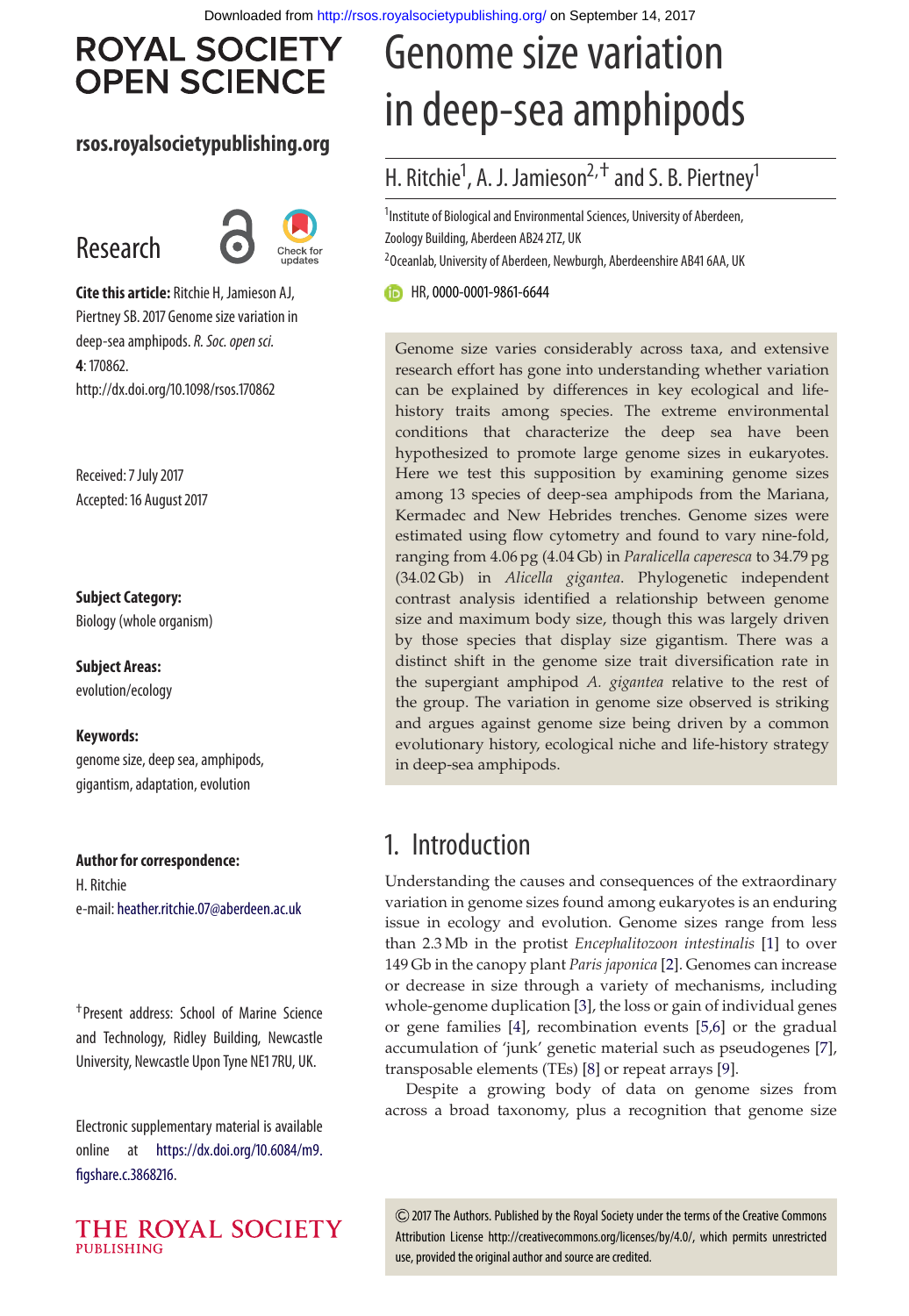# Genome size variation in deep-sea amphipods

## H. Ritchie[1], A. J. Jamieson[2,†] and S. B. Piertney[1]

[1]Institute of Biological and Environmental Sciences, University of Aberdeen, Zoology Building, Aberdeen AB24 2TZ, UK

[2]Oceanlab, University of Aberdeen, Newburgh, Aberdeenshire AB41 6AA, UK

HR, 0000-0001-9861-6644

**Research**

**Cite this article:** Ritchie H, Jamieson AJ, Piertney SB. 2017 Genome size variation in deep-sea amphipods. *R. Soc. open sci.* **4**: 170862. http://dx.doi.org/10.1098/rsos.170862

Received: 7 July 2017
Accepted: 16 August 2017

**Subject Category:**
Biology (whole organism)

**Subject Areas:**
evolution/ecology

**Keywords:**
genome size, deep sea, amphipods, gigantism, adaptation, evolution

**Author for correspondence:**
H. Ritchie
e-mail: heather.ritchie.07@aberdeen.ac.uk

†Present address: School of Marine Science and Technology, Ridley Building, Newcastle University, Newcastle Upon Tyne NE1 7RU, UK.

Electronic supplementary material is available online at https://dx.doi.org/10.6084/m9.figshare.c.3868216.

Genome size varies considerably across taxa, and extensive research effort has gone into understanding whether variation can be explained by differences in key ecological and life-history traits among species. The extreme environmental conditions that characterize the deep sea have been hypothesized to promote large genome sizes in eukaryotes. Here we test this supposition by examining genome sizes among 13 species of deep-sea amphipods from the Mariana, Kermadec and New Hebrides trenches. Genome sizes were estimated using flow cytometry and found to vary nine-fold, ranging from 4.06 pg (4.04 Gb) in *Paralicella caperesca* to 34.79 pg (34.02 Gb) in *Alicella gigantea*. Phylogenetic independent contrast analysis identified a relationship between genome size and maximum body size, though this was largely driven by those species that display size gigantism. There was a distinct shift in the genome size trait diversification rate in the supergiant amphipod *A. gigantea* relative to the rest of the group. The variation in genome size observed is striking and argues against genome size being driven by a common evolutionary history, ecological niche and life-history strategy in deep-sea amphipods.

## 1. Introduction

Understanding the causes and consequences of the extraordinary variation in genome sizes found among eukaryotes is an enduring issue in ecology and evolution. Genome sizes range from less than 2.3 Mb in the protist *Encephalitozoon intestinalis* [1] to over 149 Gb in the canopy plant *Paris japonica* [2]. Genomes can increase or decrease in size through a variety of mechanisms, including whole-genome duplication [3], the loss or gain of individual genes or gene families [4], recombination events [5,6] or the gradual accumulation of 'junk' genetic material such as pseudogenes [7], transposable elements (TEs) [8] or repeat arrays [9].

Despite a growing body of data on genome sizes from across a broad taxonomy, plus a recognition that genome size

© 2017 The Authors. Published by the Royal Society under the terms of the Creative Commons Attribution License http://creativecommons.org/licenses/by/4.0/, which permits unrestricted use, provided the original author and source are credited.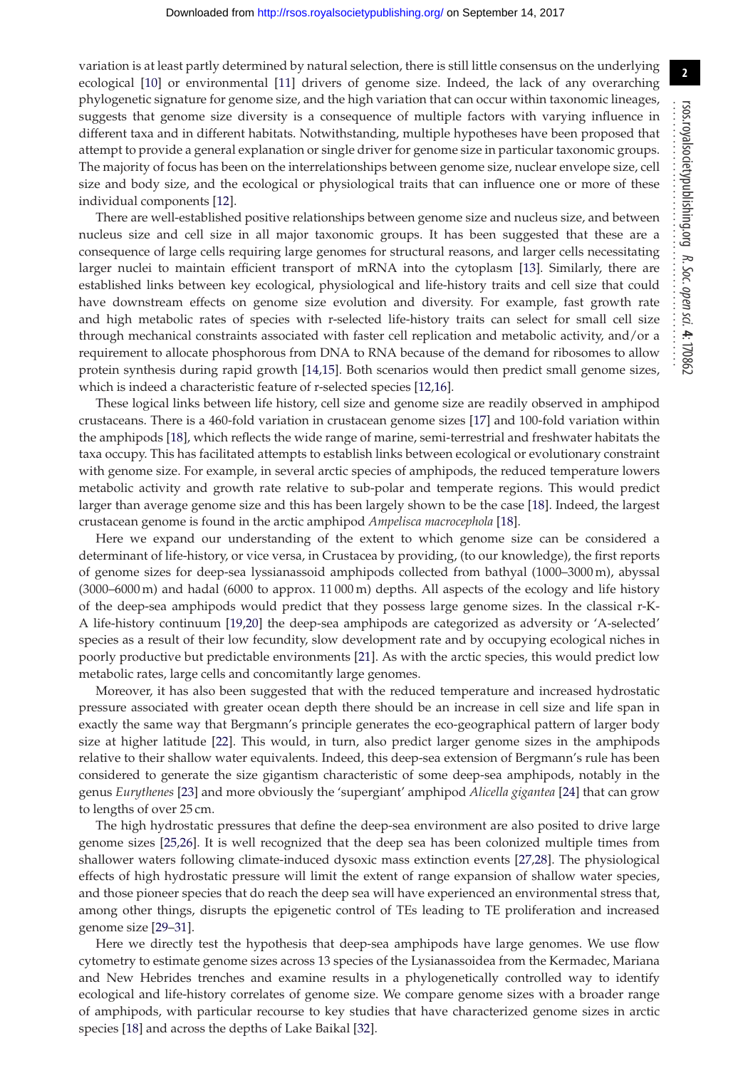variation is at least partly determined by natural selection, there is still little consensus on the underlying ecological [10] or environmental [11] drivers of genome size. Indeed, the lack of any overarching phylogenetic signature for genome size, and the high variation that can occur within taxonomic lineages, suggests that genome size diversity is a consequence of multiple factors with varying influence in different taxa and in different habitats. Notwithstanding, multiple hypotheses have been proposed that attempt to provide a general explanation or single driver for genome size in particular taxonomic groups. The majority of focus has been on the interrelationships between genome size, nuclear envelope size, cell size and body size, and the ecological or physiological traits that can influence one or more of these individual components [12].

There are well-established positive relationships between genome size and nucleus size, and between nucleus size and cell size in all major taxonomic groups. It has been suggested that these are a consequence of large cells requiring large genomes for structural reasons, and larger cells necessitating larger nuclei to maintain efficient transport of mRNA into the cytoplasm [13]. Similarly, there are established links between key ecological, physiological and life-history traits and cell size that could have downstream effects on genome size evolution and diversity. For example, fast growth rate and high metabolic rates of species with r-selected life-history traits can select for small cell size through mechanical constraints associated with faster cell replication and metabolic activity, and/or a requirement to allocate phosphorous from DNA to RNA because of the demand for ribosomes to allow protein synthesis during rapid growth [14,15]. Both scenarios would then predict small genome sizes, which is indeed a characteristic feature of r-selected species [12,16].

These logical links between life history, cell size and genome size are readily observed in amphipod crustaceans. There is a 460-fold variation in crustacean genome sizes [17] and 100-fold variation within the amphipods [18], which reflects the wide range of marine, semi-terrestrial and freshwater habitats the taxa occupy. This has facilitated attempts to establish links between ecological or evolutionary constraint with genome size. For example, in several arctic species of amphipods, the reduced temperature lowers metabolic activity and growth rate relative to sub-polar and temperate regions. This would predict larger than average genome size and this has been largely shown to be the case [18]. Indeed, the largest crustacean genome is found in the arctic amphipod *Ampelisca macrocephola* [18].

Here we expand our understanding of the extent to which genome size can be considered a determinant of life-history, or vice versa, in Crustacea by providing, (to our knowledge), the first reports of genome sizes for deep-sea lyssianassoid amphipods collected from bathyal (1000–3000 m), abyssal (3000–6000 m) and hadal (6000 to approx. 11 000 m) depths. All aspects of the ecology and life history of the deep-sea amphipods would predict that they possess large genome sizes. In the classical r-K-A life-history continuum [19,20] the deep-sea amphipods are categorized as adversity or 'A-selected' species as a result of their low fecundity, slow development rate and by occupying ecological niches in poorly productive but predictable environments [21]. As with the arctic species, this would predict low metabolic rates, large cells and concomitantly large genomes.

Moreover, it has also been suggested that with the reduced temperature and increased hydrostatic pressure associated with greater ocean depth there should be an increase in cell size and life span in exactly the same way that Bergmann's principle generates the eco-geographical pattern of larger body size at higher latitude [22]. This would, in turn, also predict larger genome sizes in the amphipods relative to their shallow water equivalents. Indeed, this deep-sea extension of Bergmann's rule has been considered to generate the size gigantism characteristic of some deep-sea amphipods, notably in the genus *Eurythenes* [23] and more obviously the 'supergiant' amphipod *Alicella gigantea* [24] that can grow to lengths of over 25 cm.

The high hydrostatic pressures that define the deep-sea environment are also posited to drive large genome sizes [25,26]. It is well recognized that the deep sea has been colonized multiple times from shallower waters following climate-induced dysoxic mass extinction events [27,28]. The physiological effects of high hydrostatic pressure will limit the extent of range expansion of shallow water species, and those pioneer species that do reach the deep sea will have experienced an environmental stress that, among other things, disrupts the epigenetic control of TEs leading to TE proliferation and increased genome size [29–31].

Here we directly test the hypothesis that deep-sea amphipods have large genomes. We use flow cytometry to estimate genome sizes across 13 species of the Lysianassoidea from the Kermadec, Mariana and New Hebrides trenches and examine results in a phylogenetically controlled way to identify ecological and life-history correlates of genome size. We compare genome sizes with a broader range of amphipods, with particular recourse to key studies that have characterized genome sizes in arctic species [18] and across the depths of Lake Baikal [32].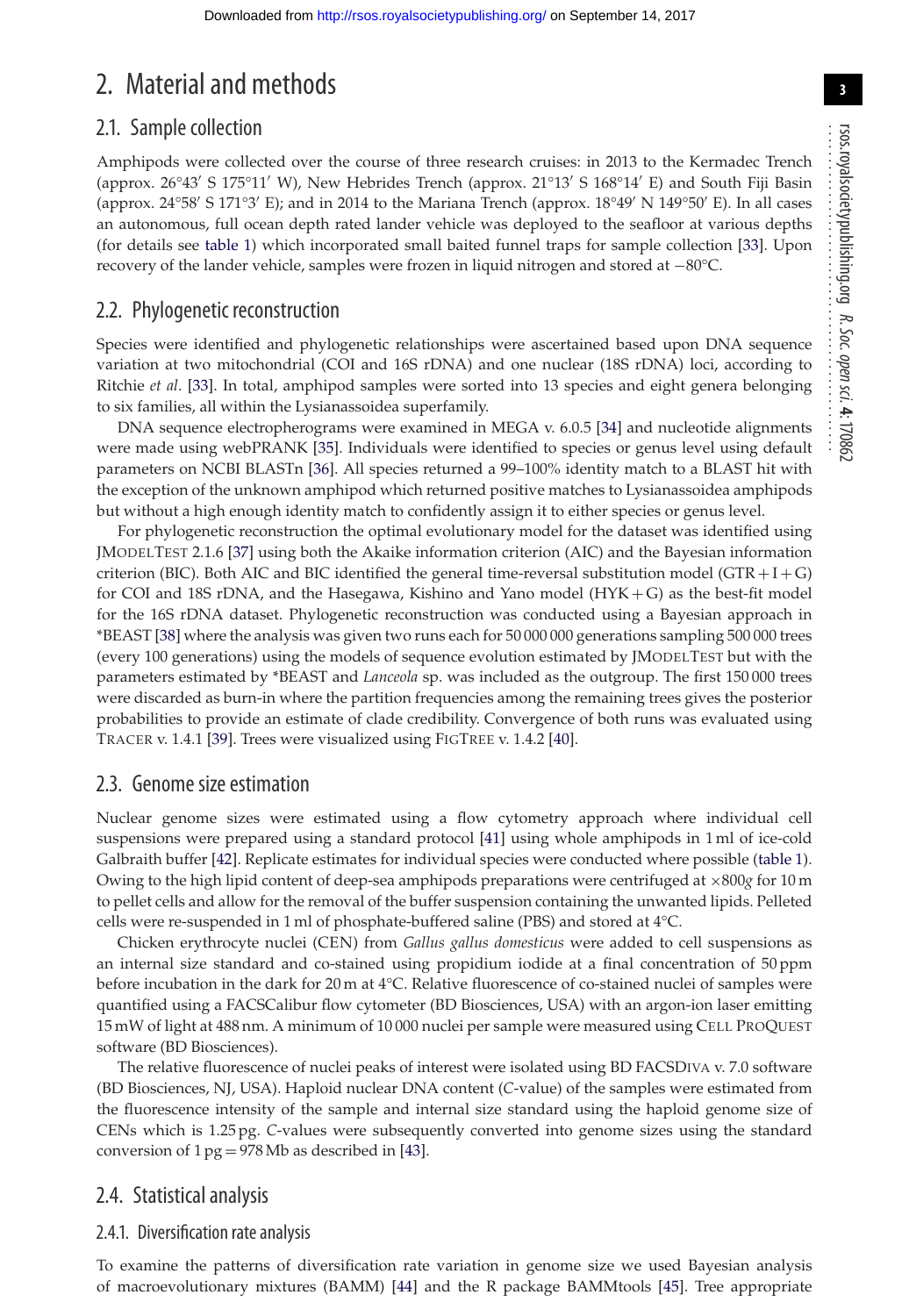# 2. Material and methods

## 2.1. Sample collection

Amphipods were collected over the course of three research cruises: in 2013 to the Kermadec Trench (approx. 26°43′ S 175°11′ W), New Hebrides Trench (approx. 21°13′ S 168°14′ E) and South Fiji Basin (approx. 24°58′ S 171°3′ E); and in 2014 to the Mariana Trench (approx. 18°49′ N 149°50′ E). In all cases an autonomous, full ocean depth rated lander vehicle was deployed to the seafloor at various depths (for details see table 1) which incorporated small baited funnel traps for sample collection [33]. Upon recovery of the lander vehicle, samples were frozen in liquid nitrogen and stored at −80°C.

## 2.2. Phylogenetic reconstruction

Species were identified and phylogenetic relationships were ascertained based upon DNA sequence variation at two mitochondrial (COI and 16S rDNA) and one nuclear (18S rDNA) loci, according to Ritchie *et al*. [33]. In total, amphipod samples were sorted into 13 species and eight genera belonging to six families, all within the Lysianassoidea superfamily.

DNA sequence electropherograms were examined in MEGA v. 6.0.5 [34] and nucleotide alignments were made using webPRANK [35]. Individuals were identified to species or genus level using default parameters on NCBI BLASTn [36]. All species returned a 99–100% identity match to a BLAST hit with the exception of the unknown amphipod which returned positive matches to Lysianassoidea amphipods but without a high enough identity match to confidently assign it to either species or genus level.

For phylogenetic reconstruction the optimal evolutionary model for the dataset was identified using JModelTest 2.1.6 [37] using both the Akaike information criterion (AIC) and the Bayesian information criterion (BIC). Both AIC and BIC identified the general time-reversal substitution model (GTR + I + G) for COI and 18S rDNA, and the Hasegawa, Kishino and Yano model (HYK + G) as the best-fit model for the 16S rDNA dataset. Phylogenetic reconstruction was conducted using a Bayesian approach in *BEAST [38] where the analysis was given two runs each for 50 000 000 generations sampling 500 000 trees (every 100 generations) using the models of sequence evolution estimated by JModelTest but with the parameters estimated by *BEAST and *Lanceola* sp. was included as the outgroup. The first 150 000 trees were discarded as burn-in where the partition frequencies among the remaining trees gives the posterior probabilities to provide an estimate of clade credibility. Convergence of both runs was evaluated using Tracer v. 1.4.1 [39]. Trees were visualized using FigTree v. 1.4.2 [40].

## 2.3. Genome size estimation

Nuclear genome sizes were estimated using a flow cytometry approach where individual cell suspensions were prepared using a standard protocol [41] using whole amphipods in 1 ml of ice-cold Galbraith buffer [42]. Replicate estimates for individual species were conducted where possible (table 1). Owing to the high lipid content of deep-sea amphipods preparations were centrifuged at ×800*g* for 10 m to pellet cells and allow for the removal of the buffer suspension containing the unwanted lipids. Pelleted cells were re-suspended in 1 ml of phosphate-buffered saline (PBS) and stored at 4°C.

Chicken erythrocyte nuclei (CEN) from *Gallus gallus domesticus* were added to cell suspensions as an internal size standard and co-stained using propidium iodide at a final concentration of 50 ppm before incubation in the dark for 20 m at 4°C. Relative fluorescence of co-stained nuclei of samples were quantified using a FACSCalibur flow cytometer (BD Biosciences, USA) with an argon-ion laser emitting 15 mW of light at 488 nm. A minimum of 10 000 nuclei per sample were measured using Cell ProQuest software (BD Biosciences).

The relative fluorescence of nuclei peaks of interest were isolated using BD FACSDiva v. 7.0 software (BD Biosciences, NJ, USA). Haploid nuclear DNA content (*C*-value) of the samples were estimated from the fluorescence intensity of the sample and internal size standard using the haploid genome size of CENs which is 1.25 pg. *C*-values were subsequently converted into genome sizes using the standard conversion of 1 pg = 978 Mb as described in [43].

## 2.4. Statistical analysis

### 2.4.1. Diversification rate analysis

To examine the patterns of diversification rate variation in genome size we used Bayesian analysis of macroevolutionary mixtures (BAMM) [44] and the R package BAMMtools [45]. Tree appropriate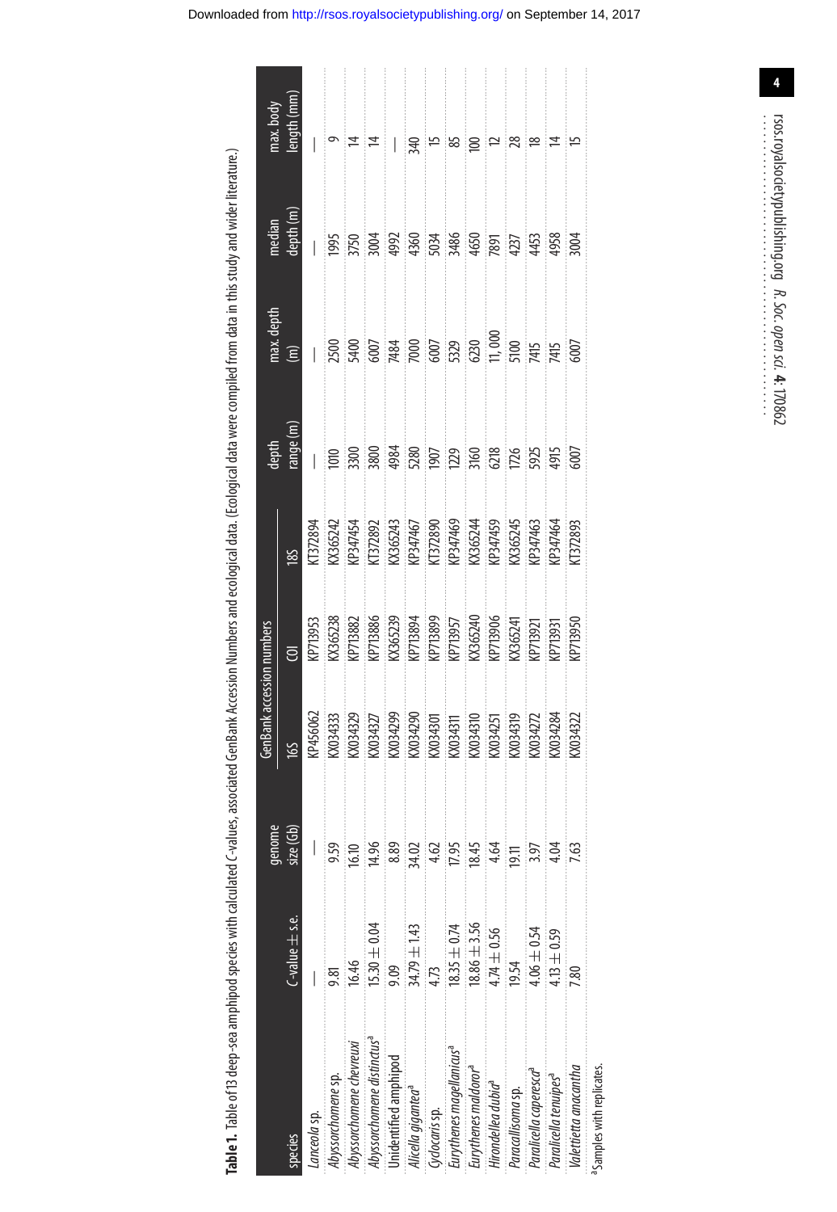**Table 1.** Table of 13 deep-sea amphipod species with calculated C-values, associated GenBank Accession Numbers and ecological data. (Ecological data were compiled from data in this study and wider literature.)

| species | C-value ± s.e. | genome size (Gb) | GenBank accession numbers | | | depth range (m) | max. depth (m) | median depth (m) | max. body length (mm) |
|---|---|---|---|---|---|---|---|---|---|
| | | | 16S | COI | 18S | | | | |
| *Lanceola* sp. | — | — | KP456062 | KP713953 | KT372894 | — | — | — | — |
| *Abyssorchomene* sp. | 9.81 | 9.59 | KX034333 | KX365238 | KX365242 | 1010 | 2500 | 1995 | 9 |
| *Abyssorchomene chevreuxi* | 16.46 | 16.10 | KX034329 | KP713882 | KP347454 | 3300 | 5400 | 3750 | 14 |
| *Abyssorchomene distinctus*[a] | 15.30 ± 0.04 | 14.96 | KX034327 | KP713886 | KT372892 | 3800 | 6007 | 3004 | 14 |
| Unidentified amphipod | 9.09 | 8.89 | KX034299 | KX365239 | KX365243 | 4984 | 7484 | 4992 | — |
| *Alicella gigantea*[a] | 34.79 ± 1.43 | 34.02 | KX034290 | KP713894 | KP347467 | 5280 | 7000 | 4360 | 340 |
| *Cyclocaris* sp. | 4.73 | 4.62 | KX034301 | KP713899 | KT372890 | 1907 | 6007 | 5034 | 15 |
| *Eurythenes magellanicus*[a] | 18.35 ± 0.74 | 17.95 | KX034311 | KP713957 | KP347469 | 1229 | 5329 | 3486 | 85 |
| *Eurythenes maldoror*[a] | 18.86 ± 3.56 | 18.45 | KX034310 | KX365240 | KX365244 | 3160 | 6230 | 4650 | 100 |
| *Hirondellea dubia*[a] | 4.74 ± 0.56 | 4.64 | KX034251 | KP713906 | KP347459 | 6218 | 11,000 | 7891 | 12 |
| *Paracallisoma* sp. | 19.54 | 19.11 | KX034319 | KX365241 | KX365245 | 1726 | 5100 | 4237 | 28 |
| *Paralicella caperesca*[a] | 4.06 ± 0.54 | 3.97 | KX034272 | KP713921 | KP347463 | 5925 | 7415 | 4453 | 18 |
| *Paralicella tenuipes*[a] | 4.13 ± 0.59 | 4.04 | KX034284 | KP713931 | KP347464 | 4915 | 7415 | 4958 | 14 |
| *Valettietta anacantha* | 7.80 | 7.63 | KX034322 | KP713950 | KT372893 | 6007 | 6007 | 3004 | 15 |

[a]Samples with replicates.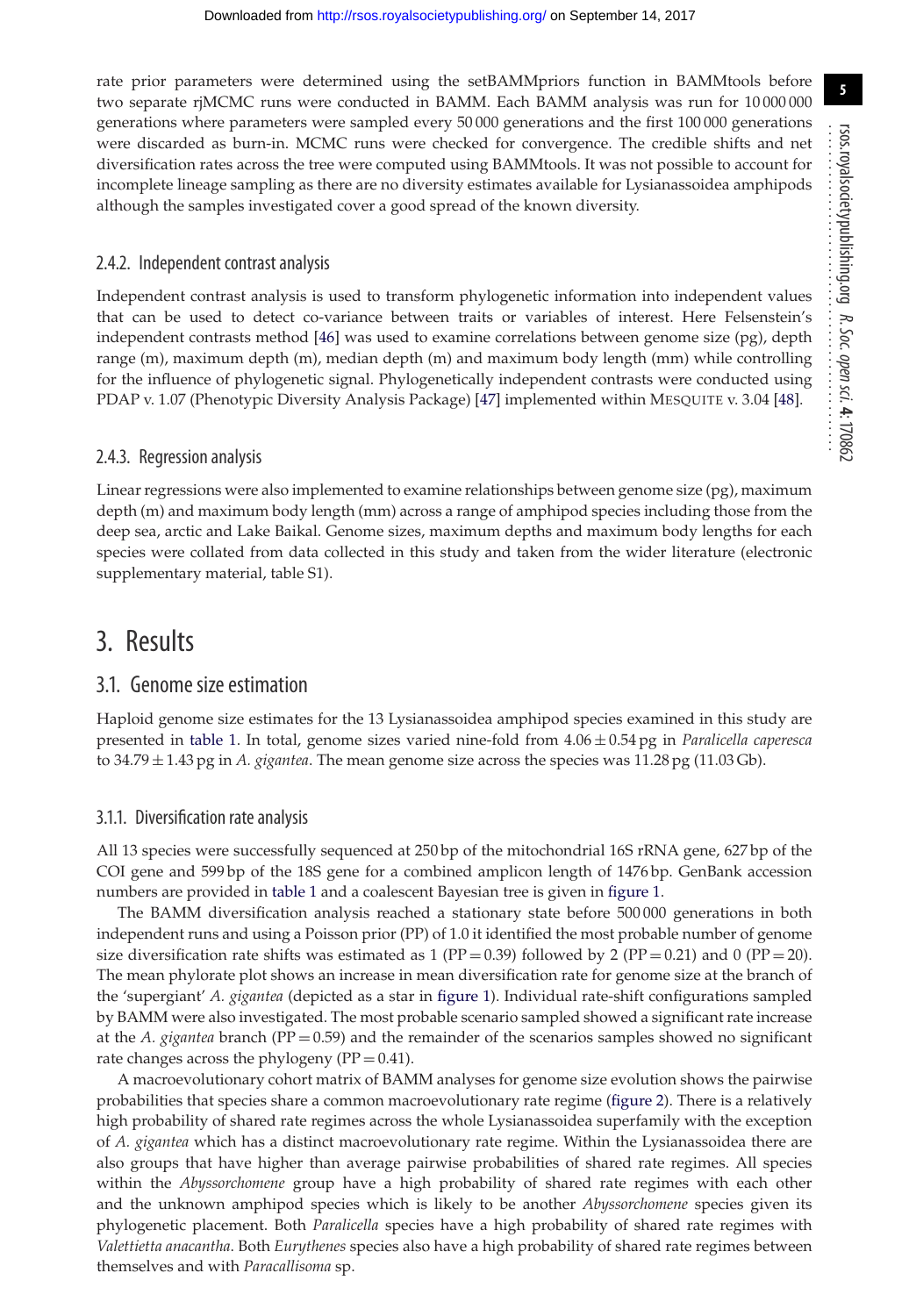rate prior parameters were determined using the setBAMMpriors function in BAMMtools before two separate rjMCMC runs were conducted in BAMM. Each BAMM analysis was run for 10 000 000 generations where parameters were sampled every 50 000 generations and the first 100 000 generations were discarded as burn-in. MCMC runs were checked for convergence. The credible shifts and net diversification rates across the tree were computed using BAMMtools. It was not possible to account for incomplete lineage sampling as there are no diversity estimates available for Lysianassoidea amphipods although the samples investigated cover a good spread of the known diversity.

#### 2.4.2. Independent contrast analysis

Independent contrast analysis is used to transform phylogenetic information into independent values that can be used to detect co-variance between traits or variables of interest. Here Felsenstein's independent contrasts method [46] was used to examine correlations between genome size (pg), depth range (m), maximum depth (m), median depth (m) and maximum body length (mm) while controlling for the influence of phylogenetic signal. Phylogenetically independent contrasts were conducted using PDAP v. 1.07 (Phenotypic Diversity Analysis Package) [47] implemented within MESQUITE v. 3.04 [48].

#### 2.4.3. Regression analysis

Linear regressions were also implemented to examine relationships between genome size (pg), maximum depth (m) and maximum body length (mm) across a range of amphipod species including those from the deep sea, arctic and Lake Baikal. Genome sizes, maximum depths and maximum body lengths for each species were collated from data collected in this study and taken from the wider literature (electronic supplementary material, table S1).

## 3. Results

### 3.1. Genome size estimation

Haploid genome size estimates for the 13 Lysianassoidea amphipod species examined in this study are presented in table 1. In total, genome sizes varied nine-fold from $4.06 \pm 0.54$ pg in *Paralicella caperesca* to $34.79 \pm 1.43$ pg in *A. gigantea*. The mean genome size across the species was 11.28 pg (11.03 Gb).

#### 3.1.1. Diversification rate analysis

All 13 species were successfully sequenced at 250 bp of the mitochondrial 16S rRNA gene, 627 bp of the COI gene and 599 bp of the 18S gene for a combined amplicon length of 1476 bp. GenBank accession numbers are provided in table 1 and a coalescent Bayesian tree is given in figure 1.

The BAMM diversification analysis reached a stationary state before 500 000 generations in both independent runs and using a Poisson prior (PP) of 1.0 it identified the most probable number of genome size diversification rate shifts was estimated as 1 (PP = 0.39) followed by 2 (PP = 0.21) and 0 (PP = 20). The mean phylorate plot shows an increase in mean diversification rate for genome size at the branch of the 'supergiant' *A. gigantea* (depicted as a star in figure 1). Individual rate-shift configurations sampled by BAMM were also investigated. The most probable scenario sampled showed a significant rate increase at the *A. gigantea* branch (PP = 0.59) and the remainder of the scenarios samples showed no significant rate changes across the phylogeny (PP = 0.41).

A macroevolutionary cohort matrix of BAMM analyses for genome size evolution shows the pairwise probabilities that species share a common macroevolutionary rate regime (figure 2). There is a relatively high probability of shared rate regimes across the whole Lysianassoidea superfamily with the exception of *A. gigantea* which has a distinct macroevolutionary rate regime. Within the Lysianassoidea there are also groups that have higher than average pairwise probabilities of shared rate regimes. All species within the *Abyssorchomene* group have a high probability of shared rate regimes with each other and the unknown amphipod species which is likely to be another *Abyssorchomene* species given its phylogenetic placement. Both *Paralicella* species have a high probability of shared rate regimes with *Valettietta anacantha*. Both *Eurythenes* species also have a high probability of shared rate regimes between themselves and with *Paracallisoma* sp.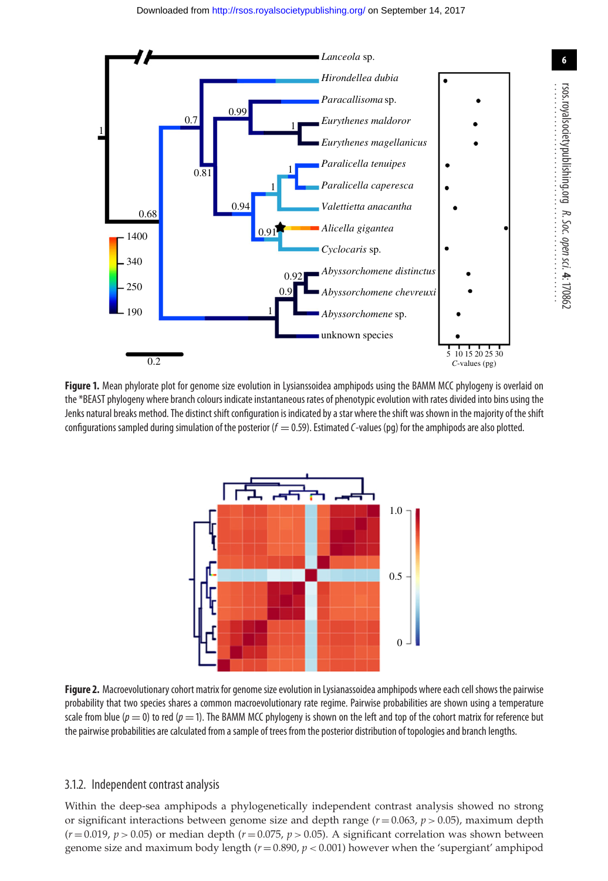**Figure 1.** Mean phylorate plot for genome size evolution in Lysianssoidea amphipods using the BAMM MCC phylogeny is overlaid on the *BEAST phylogeny where branch colours indicate instantaneous rates of phenotypic evolution with rates divided into bins using the Jenks natural breaks method. The distinct shift configuration is indicated by a star where the shift was shown in the majority of the shift configurations sampled during simulation of the posterior ($f = 0.59$). Estimated *C*-values (pg) for the amphipods are also plotted.

**Figure 2.** Macroevolutionary cohort matrix for genome size evolution in Lysianassoidea amphipods where each cell shows the pairwise probability that two species shares a common macroevolutionary rate regime. Pairwise probabilities are shown using a temperature scale from blue ($p = 0$) to red ($p = 1$). The BAMM MCC phylogeny is shown on the left and top of the cohort matrix for reference but the pairwise probabilities are calculated from a sample of trees from the posterior distribution of topologies and branch lengths.

### 3.1.2. Independent contrast analysis

Within the deep-sea amphipods a phylogenetically independent contrast analysis showed no strong or significant interactions between genome size and depth range ($r = 0.063$, $p > 0.05$), maximum depth ($r = 0.019$, $p > 0.05$) or median depth ($r = 0.075$, $p > 0.05$). A significant correlation was shown between genome size and maximum body length ($r = 0.890$, $p < 0.001$) however when the 'supergiant' amphipod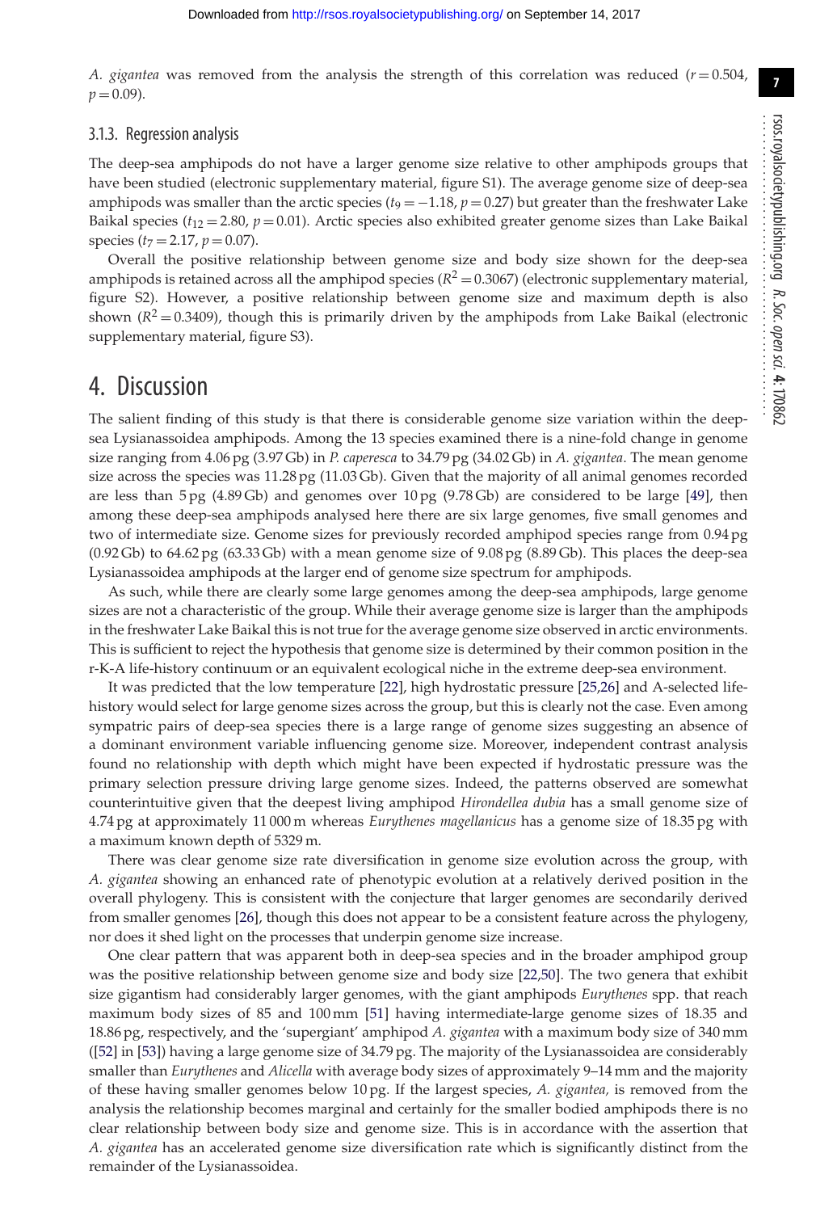*A. gigantea* was removed from the analysis the strength of this correlation was reduced ($r = 0.504$, $p = 0.09$).

### 3.1.3. Regression analysis

The deep-sea amphipods do not have a larger genome size relative to other amphipods groups that have been studied (electronic supplementary material, figure S1). The average genome size of deep-sea amphipods was smaller than the arctic species ($t_9 = -1.18$, $p = 0.27$) but greater than the freshwater Lake Baikal species ($t_{12} = 2.80$, $p = 0.01$). Arctic species also exhibited greater genome sizes than Lake Baikal species ($t_7 = 2.17$, $p = 0.07$).

Overall the positive relationship between genome size and body size shown for the deep-sea amphipods is retained across all the amphipod species ($R^2 = 0.3067$) (electronic supplementary material, figure S2). However, a positive relationship between genome size and maximum depth is also shown ($R^2 = 0.3409$), though this is primarily driven by the amphipods from Lake Baikal (electronic supplementary material, figure S3).

## 4. Discussion

The salient finding of this study is that there is considerable genome size variation within the deep-sea Lysianassoidea amphipods. Among the 13 species examined there is a nine-fold change in genome size ranging from 4.06 pg (3.97 Gb) in *P. caperesca* to 34.79 pg (34.02 Gb) in *A. gigantea*. The mean genome size across the species was 11.28 pg (11.03 Gb). Given that the majority of all animal genomes recorded are less than 5 pg (4.89 Gb) and genomes over 10 pg (9.78 Gb) are considered to be large [49], then among these deep-sea amphipods analysed here there are six large genomes, five small genomes and two of intermediate size. Genome sizes for previously recorded amphipod species range from 0.94 pg (0.92 Gb) to 64.62 pg (63.33 Gb) with a mean genome size of 9.08 pg (8.89 Gb). This places the deep-sea Lysianassoidea amphipods at the larger end of genome size spectrum for amphipods.

As such, while there are clearly some large genomes among the deep-sea amphipods, large genome sizes are not a characteristic of the group. While their average genome size is larger than the amphipods in the freshwater Lake Baikal this is not true for the average genome size observed in arctic environments. This is sufficient to reject the hypothesis that genome size is determined by their common position in the r-K-A life-history continuum or an equivalent ecological niche in the extreme deep-sea environment.

It was predicted that the low temperature [22], high hydrostatic pressure [25,26] and A-selected life-history would select for large genome sizes across the group, but this is clearly not the case. Even among sympatric pairs of deep-sea species there is a large range of genome sizes suggesting an absence of a dominant environment variable influencing genome size. Moreover, independent contrast analysis found no relationship with depth which might have been expected if hydrostatic pressure was the primary selection pressure driving large genome sizes. Indeed, the patterns observed are somewhat counterintuitive given that the deepest living amphipod *Hirondellea dubia* has a small genome size of 4.74 pg at approximately 11 000 m whereas *Eurythenes magellanicus* has a genome size of 18.35 pg with a maximum known depth of 5329 m.

There was clear genome size rate diversification in genome size evolution across the group, with *A. gigantea* showing an enhanced rate of phenotypic evolution at a relatively derived position in the overall phylogeny. This is consistent with the conjecture that larger genomes are secondarily derived from smaller genomes [26], though this does not appear to be a consistent feature across the phylogeny, nor does it shed light on the processes that underpin genome size increase.

One clear pattern that was apparent both in deep-sea species and in the broader amphipod group was the positive relationship between genome size and body size [22,50]. The two genera that exhibit size gigantism had considerably larger genomes, with the giant amphipods *Eurythenes* spp. that reach maximum body sizes of 85 and 100 mm [51] having intermediate-large genome sizes of 18.35 and 18.86 pg, respectively, and the 'supergiant' amphipod *A. gigantea* with a maximum body size of 340 mm ([52] in [53]) having a large genome size of 34.79 pg. The majority of the Lysianassoidea are considerably smaller than *Eurythenes* and *Alicella* with average body sizes of approximately 9–14 mm and the majority of these having smaller genomes below 10 pg. If the largest species, *A. gigantea,* is removed from the analysis the relationship becomes marginal and certainly for the smaller bodied amphipods there is no clear relationship between body size and genome size. This is in accordance with the assertion that *A. gigantea* has an accelerated genome size diversification rate which is significantly distinct from the remainder of the Lysianassoidea.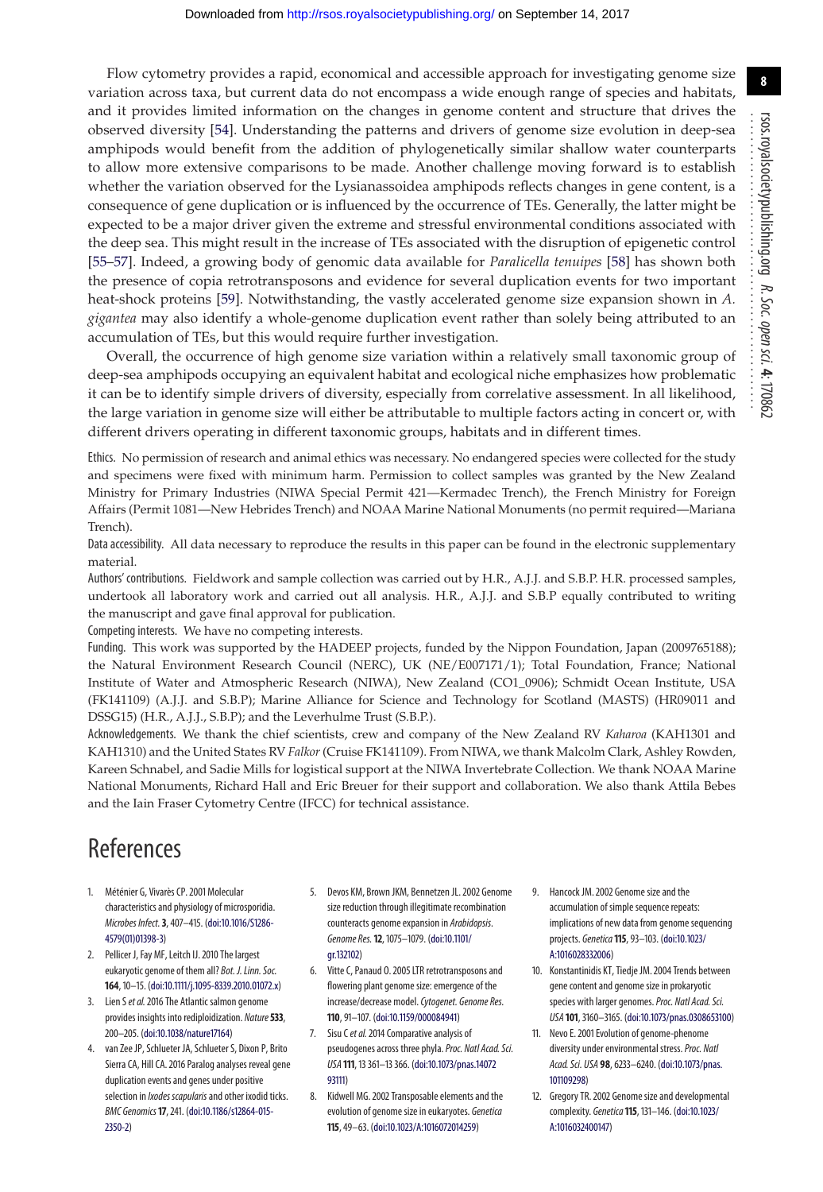Flow cytometry provides a rapid, economical and accessible approach for investigating genome size variation across taxa, but current data do not encompass a wide enough range of species and habitats, and it provides limited information on the changes in genome content and structure that drives the observed diversity [54]. Understanding the patterns and drivers of genome size evolution in deep-sea amphipods would benefit from the addition of phylogenetically similar shallow water counterparts to allow more extensive comparisons to be made. Another challenge moving forward is to establish whether the variation observed for the Lysianassoidea amphipods reflects changes in gene content, is a consequence of gene duplication or is influenced by the occurrence of TEs. Generally, the latter might be expected to be a major driver given the extreme and stressful environmental conditions associated with the deep sea. This might result in the increase of TEs associated with the disruption of epigenetic control [55–57]. Indeed, a growing body of genomic data available for *Paralicella tenuipes* [58] has shown both the presence of copia retrotransposons and evidence for several duplication events for two important heat-shock proteins [59]. Notwithstanding, the vastly accelerated genome size expansion shown in *A. gigantea* may also identify a whole-genome duplication event rather than solely being attributed to an accumulation of TEs, but this would require further investigation.

Overall, the occurrence of high genome size variation within a relatively small taxonomic group of deep-sea amphipods occupying an equivalent habitat and ecological niche emphasizes how problematic it can be to identify simple drivers of diversity, especially from correlative assessment. In all likelihood, the large variation in genome size will either be attributable to multiple factors acting in concert or, with different drivers operating in different taxonomic groups, habitats and in different times.

Ethics. No permission of research and animal ethics was necessary. No endangered species were collected for the study and specimens were fixed with minimum harm. Permission to collect samples was granted by the New Zealand Ministry for Primary Industries (NIWA Special Permit 421—Kermadec Trench), the French Ministry for Foreign Affairs (Permit 1081—New Hebrides Trench) and NOAA Marine National Monuments (no permit required—Mariana Trench).

Data accessibility. All data necessary to reproduce the results in this paper can be found in the electronic supplementary material.

Authors' contributions. Fieldwork and sample collection was carried out by H.R., A.J.J. and S.B.P. H.R. processed samples, undertook all laboratory work and carried out all analysis. H.R., A.J.J. and S.B.P equally contributed to writing the manuscript and gave final approval for publication.

Competing interests. We have no competing interests.

Funding. This work was supported by the HADEEP projects, funded by the Nippon Foundation, Japan (2009765188); the Natural Environment Research Council (NERC), UK (NE/E007171/1); Total Foundation, France; National Institute of Water and Atmospheric Research (NIWA), New Zealand (CO1_0906); Schmidt Ocean Institute, USA (FK141109) (A.J.J. and S.B.P.); Marine Alliance for Science and Technology for Scotland (MASTS) (HR09011 and DSSG15) (H.R., A.J.J., S.B.P.); and the Leverhulme Trust (S.B.P.).

Acknowledgements. We thank the chief scientists, crew and company of the New Zealand RV *Kaharoa* (KAH1301 and KAH1310) and the United States RV *Falkor* (Cruise FK141109). From NIWA, we thank Malcolm Clark, Ashley Rowden, Kareen Schnabel, and Sadie Mills for logistical support at the NIWA Invertebrate Collection. We thank NOAA Marine National Monuments, Richard Hall and Eric Breuer for their support and collaboration. We also thank Attila Bebes and the Iain Fraser Cytometry Centre (IFCC) for technical assistance.

# References

1. Méténier G, Vivarès CP. 2001 Molecular characteristics and physiology of microsporidia. *Microbes Infect.* **3**, 407–415. (doi:10.1016/S1286-4579(01)01398-3)
2. Pellicer J, Fay MF, Leitch IJ. 2010 The largest eukaryotic genome of them all? *Bot. J. Linn. Soc.* **164**, 10–15. (doi:10.1111/j.1095-8339.2010.01072.x)
3. Lien S *et al.* 2016 The Atlantic salmon genome provides insights into rediploidization. *Nature* **533**, 200–205. (doi:10.1038/nature17164)
4. van Zee JP, Schlueter JA, Schlueter S, Dixon P, Brito Sierra CA, Hill CA. 2016 Paralog analyses reveal gene duplication events and genes under positive selection in *Ixodes scapularis* and other ixodid ticks. *BMC Genomics* **17**, 241. (doi:10.1186/s12864-015-2350-2)
5. Devos KM, Brown JKM, Bennetzen JL. 2002 Genome size reduction through illegitimate recombination counteracts genome expansion in *Arabidopsis*. *Genome Res.* **12**, 1075–1079. (doi:10.1101/gr.132102)
6. Vitte C, Panaud O. 2005 LTR retrotransposons and flowering plant genome size: emergence of the increase/decrease model. *Cytogenet. Genome Res.* **110**, 91–107. (doi:10.1159/000084941)
7. Sisu C *et al.* 2014 Comparative analysis of pseudogenes across three phyla. *Proc. Natl Acad. Sci. USA* **111**, 13 361–13 366. (doi:10.1073/pnas.1407293111)
8. Kidwell MG. 2002 Transposable elements and the evolution of genome size in eukaryotes. *Genetica* **115**, 49–63. (doi:10.1023/A:1016072014259)
9. Hancock JM. 2002 Genome size and the accumulation of simple sequence repeats: implications of new data from genome sequencing projects. *Genetica* **115**, 93–103. (doi:10.1023/A:1016028332006)
10. Konstantinidis KT, Tiedje JM. 2004 Trends between gene content and genome size in prokaryotic species with larger genomes. *Proc. Natl Acad. Sci. USA* **101**, 3160–3165. (doi:10.1073/pnas.0308653100)
11. Nevo E. 2001 Evolution of genome-phenome diversity under environmental stress. *Proc. Natl Acad. Sci. USA* **98**, 6233–6240. (doi:10.1073/pnas.101109298)
12. Gregory TR. 2002 Genome size and developmental complexity. *Genetica* **115**, 131–146. (doi:10.1023/A:1016032400147)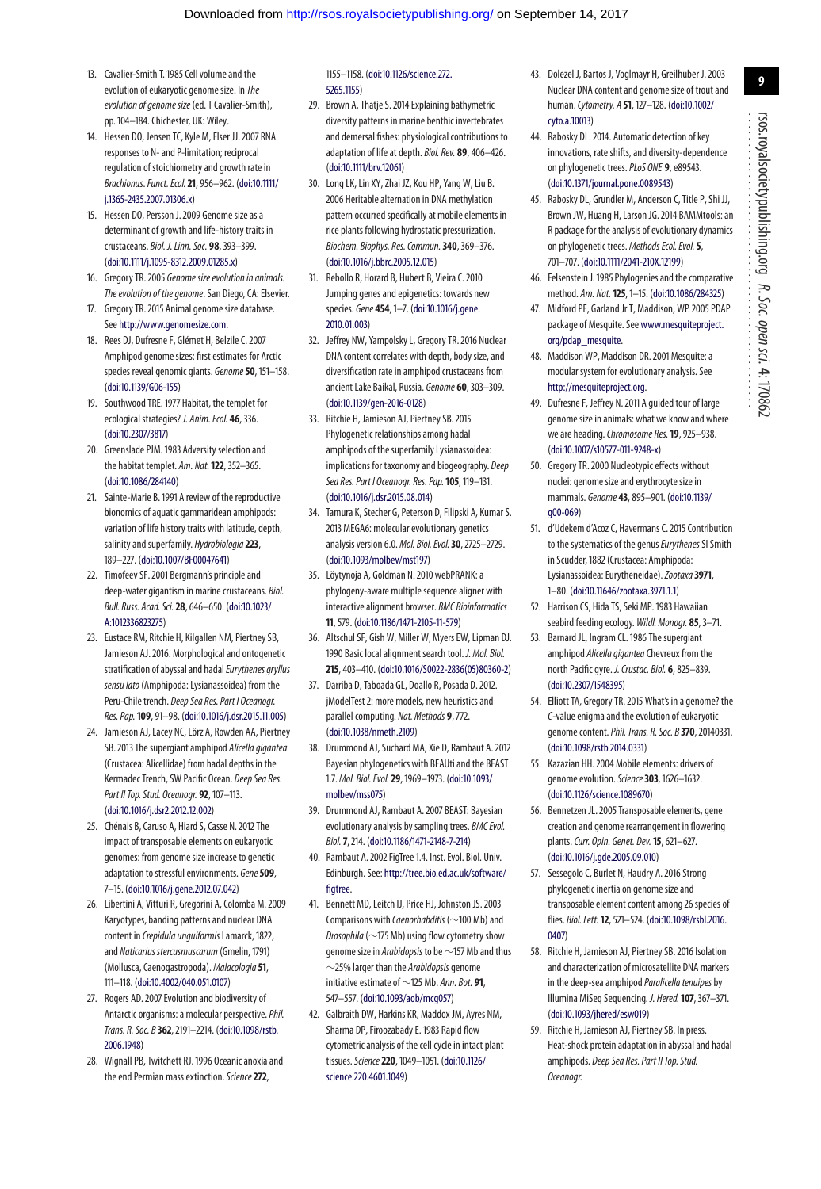13. Cavalier-Smith T. 1985 Cell volume and the evolution of eukaryotic genome size. In *The evolution of genome size* (ed. T Cavalier-Smith), pp. 104–184. Chichester, UK: Wiley.
14. Hessen DO, Jensen TC, Kyle M, Elser JJ. 2007 RNA responses to N- and P-limitation; reciprocal regulation of stoichiometry and growth rate in *Brachionus*. *Funct. Ecol.* **21**, 956–962. (doi:10.1111/j.1365-2435.2007.01306.x)
15. Hessen DO, Persson J. 2009 Genome size as a determinant of growth and life-history traits in crustaceans. *Biol. J. Linn. Soc.* **98**, 393–399. (doi:10.1111/j.1095-8312.2009.01285.x)
16. Gregory TR. 2005 *Genome size evolution in animals. The evolution of the genome*. San Diego, CA: Elsevier.
17. Gregory TR. 2015 Animal genome size database. See http://www.genomesize.com.
18. Rees DJ, Dufresne F, Glémet H, Belzile C. 2007 Amphipod genome sizes: first estimates for Arctic species reveal genomic giants. *Genome* **50**, 151–158. (doi:10.1139/G06-155)
19. Southwood TRE. 1977 Habitat, the templet for ecological strategies? *J. Anim. Ecol.* **46**, 336. (doi:10.2307/3817)
20. Greenslade PJM. 1983 Adversity selection and the habitat templet. *Am. Nat.* **122**, 352–365. (doi:10.1086/284140)
21. Sainte-Marie B. 1991 A review of the reproductive bionomics of aquatic gammaridean amphipods: variation of life history traits with latitude, depth, salinity and superfamily. *Hydrobiologia* **223**, 189–227. (doi:10.1007/BF00047641)
22. Timofeev SF. 2001 Bergmann's principle and deep-water gigantism in marine crustaceans. *Biol. Bull. Russ. Acad. Sci.* **28**, 646–650. (doi:10.1023/A:1012336823275)
23. Eustace RM, Ritchie H, Kilgallen NM, Piertney SB, Jamieson AJ. 2016. Morphological and ontogenetic stratification of abyssal and hadal *Eurythenes gryllus sensu lato* (Amphipoda: Lysianassoidea) from the Peru-Chile trench. *Deep Sea Res. Part I Oceanogr. Res. Pap.* **109**, 91–98. (doi:10.1016/j.dsr.2015.11.005)
24. Jamieson AJ, Lacey NC, Lörz A, Rowden AA, Piertney SB. 2013 The supergiant amphipod *Alicella gigantea* (Crustacea: Alicellidae) from hadal depths in the Kermadec Trench, SW Pacific Ocean. *Deep Sea Res. Part II Top. Stud. Oceanogr.* **92**, 107–113. (doi:10.1016/j.dsr2.2012.12.002)
25. Chénais B, Caruso A, Hiard S, Casse N. 2012 The impact of transposable elements on eukaryotic genomes: from genome size increase to genetic adaptation to stressful environments. *Gene* **509**, 7–15. (doi:10.1016/j.gene.2012.07.042)
26. Libertini A, Vitturi R, Gregorini A, Colomba M. 2009 Karyotypes, banding patterns and nuclear DNA content in *Crepidula unguiformis* Lamarck, 1822, and *Naticarius stercusmuscarum* (Gmelin, 1791) (Mollusca, Caenogastropoda). *Malacologia* **51**, 111–118. (doi:10.4002/040.051.0107)
27. Rogers AD. 2007 Evolution and biodiversity of Antarctic organisms: a molecular perspective. *Phil. Trans. R. Soc. B* **362**, 2191–2214. (doi:10.1098/rstb.2006.1948)
28. Wignall PB, Twitchett RJ. 1996 Oceanic anoxia and the end Permian mass extinction. *Science* **272**, 1155–1158. (doi:10.1126/science.272.5265.1155)
29. Brown A, Thatje S. 2014 Explaining bathymetric diversity patterns in marine benthic invertebrates and demersal fishes: physiological contributions to adaptation of life at depth. *Biol. Rev.* **89**, 406–426. (doi:10.1111/brv.12061)
30. Long LK, Lin XY, Zhai JZ, Kou HP, Yang W, Liu B. 2006 Heritable alternation in DNA methylation pattern occurred specifically at mobile elements in rice plants following hydrostatic pressurization. *Biochem. Biophys. Res. Commun.* **340**, 369–376. (doi:10.1016/j.bbrc.2005.12.015)
31. Rebollo R, Horard B, Hubert B, Vieira C. 2010 Jumping genes and epigenetics: towards new species. *Gene* **454**, 1–7. (doi:10.1016/j.gene.2010.01.003)
32. Jeffrey NW, Yampolsky L, Gregory TR. 2016 Nuclear DNA content correlates with depth, body size, and diversification rate in amphipod crustaceans from ancient Lake Baikal, Russia. *Genome* **60**, 303–309. (doi:10.1139/gen-2016-0128)
33. Ritchie H, Jamieson AJ, Piertney SB. 2015 Phylogenetic relationships among hadal amphipods of the superfamily Lysianassoidea: implications for taxonomy and biogeography. *Deep Sea Res. Part I Oceanogr. Res. Pap.* **105**, 119–131. (doi:10.1016/j.dsr.2015.08.014)
34. Tamura K, Stecher G, Peterson D, Filipski A, Kumar S. 2013 MEGA6: molecular evolutionary genetics analysis version 6.0. *Mol. Biol. Evol.* **30**, 2725–2729. (doi:10.1093/molbev/mst197)
35. Löytynoja A, Goldman N. 2010 webPRANK: a phylogeny-aware multiple sequence aligner with interactive alignment browser. *BMC Bioinformatics* **11**, 579. (doi:10.1186/1471-2105-11-579)
36. Altschul SF, Gish W, Miller W, Myers EW, Lipman DJ. 1990 Basic local alignment search tool. *J. Mol. Biol.* **215**, 403–410. (doi:10.1016/S0022-2836(05)80360-2)
37. Darriba D, Taboada GL, Doallo R, Posada D. 2012. jModelTest 2: more models, new heuristics and parallel computing. *Nat. Methods* **9**, 772. (doi:10.1038/nmeth.2109)
38. Drummond AJ, Suchard MA, Xie D, Rambaut A. 2012 Bayesian phylogenetics with BEAUti and the BEAST 1.7. *Mol. Biol. Evol.* **29**, 1969–1973. (doi:10.1093/molbev/mss075)
39. Drummond AJ, Rambaut A. 2007 BEAST: Bayesian evolutionary analysis by sampling trees. *BMC Evol. Biol.* **7**, 214. (doi:10.1186/1471-2148-7-214)
40. Rambaut A. 2002 FigTree 1.4. Inst. Evol. Biol. Univ. Edinburgh. See: http://tree.bio.ed.ac.uk/software/figtree.
41. Bennett MD, Leitch IJ, Price HJ, Johnston JS. 2003 Comparisons with *Caenorhabditis* (∼100 Mb) and *Drosophila* (∼175 Mb) using flow cytometry show genome size in *Arabidopsis* to be ∼157 Mb and thus ∼25% larger than the *Arabidopsis* genome initiative estimate of ∼125 Mb. *Ann. Bot.* **91**, 547–557. (doi:10.1093/aob/mcg057)
42. Galbraith DW, Harkins KR, Maddox JM, Ayres NM, Sharma DP, Firoozabady E. 1983 Rapid flow cytometric analysis of the cell cycle in intact plant tissues. *Science* **220**, 1049–1051. (doi:10.1126/science.220.4601.1049)
43. Dolezel J, Bartos J, Voglmayr H, Greilhuber J. 2003 Nuclear DNA content and genome size of trout and human. *Cytometry. A* **51**, 127–128. (doi:10.1002/cyto.a.10013)
44. Rabosky DL. 2014. Automatic detection of key innovations, rate shifts, and diversity-dependence on phylogenetic trees. *PLoS ONE* **9**, e89543. (doi:10.1371/journal.pone.0089543)
45. Rabosky DL, Grundler M, Anderson C, Title P, Shi JJ, Brown JW, Huang H, Larson JG. 2014 BAMMtools: an R package for the analysis of evolutionary dynamics on phylogenetic trees. *Methods Ecol. Evol.* **5**, 701–707. (doi:10.1111/2041-210X.12199)
46. Felsenstein J. 1985 Phylogenies and the comparative method. *Am. Nat.* **125**, 1–15. (doi:10.1086/284325)
47. Midford PE, Garland Jr T, Maddison, WP. 2005 PDAP package of Mesquite. See www.mesquiteproject.org/pdap_mesquite.
48. Maddison WP, Maddison DR. 2001 Mesquite: a modular system for evolutionary analysis. See http://mesquiteproject.org.
49. Dufresne F, Jeffrey N. 2011 A guided tour of large genome size in animals: what we know and where we are heading. *Chromosome Res.* **19**, 925–938. (doi:10.1007/s10577-011-9248-x)
50. Gregory TR. 2000 Nucleotypic effects without nuclei: genome size and erythrocyte size in mammals. *Genome* **43**, 895–901. (doi:10.1139/g00-069)
51. d'Udekem d'Acoz C, Havermans C. 2015 Contribution to the systematics of the genus *Eurythenes* SI Smith in Scudder, 1882 (Crustacea: Amphipoda: Lysianassoidea: Eurytheneidae). *Zootaxa* **3971**, 1–80. (doi:10.11646/zootaxa.3971.1.1)
52. Harrison CS, Hida TS, Seki MP. 1983 Hawaiian seabird feeding ecology. *Wildl. Monogr.* **85**, 3–71.
53. Barnard JL, Ingram CL. 1986 The supergiant amphipod *Alicella gigantea* Chevreux from the north Pacific gyre. *J. Crustac. Biol.* **6**, 825–839. (doi:10.2307/1548395)
54. Elliott TA, Gregory TR. 2015 What's in a genome? the *C*-value enigma and the evolution of eukaryotic genome content. *Phil. Trans. R. Soc. B* **370**, 20140331. (doi:10.1098/rstb.2014.0331)
55. Kazazian HH. 2004 Mobile elements: drivers of genome evolution. *Science* **303**, 1626–1632. (doi:10.1126/science.1089670)
56. Bennetzen JL. 2005 Transposable elements, gene creation and genome rearrangement in flowering plants. *Curr. Opin. Genet. Dev.* **15**, 621–627. (doi:10.1016/j.gde.2005.09.010)
57. Sessegolo C, Burlet N, Haudry A. 2016 Strong phylogenetic inertia on genome size and transposable element content among 26 species of flies. *Biol. Lett.* **12**, 521–524. (doi:10.1098/rsbl.2016.0407)
58. Ritchie H, Jamieson AJ, Piertney SB. 2016 Isolation and characterization of microsatellite DNA markers in the deep-sea amphipod *Paralicella tenuipes* by Illumina MiSeq Sequencing. *J. Hered.* **107**, 367–371. (doi:10.1093/jhered/esw019)
59. Ritchie H, Jamieson AJ, Piertney SB. In press. Heat-shock protein adaptation in abyssal and hadal amphipods. *Deep Sea Res. Part II Top. Stud. Oceanogr.*